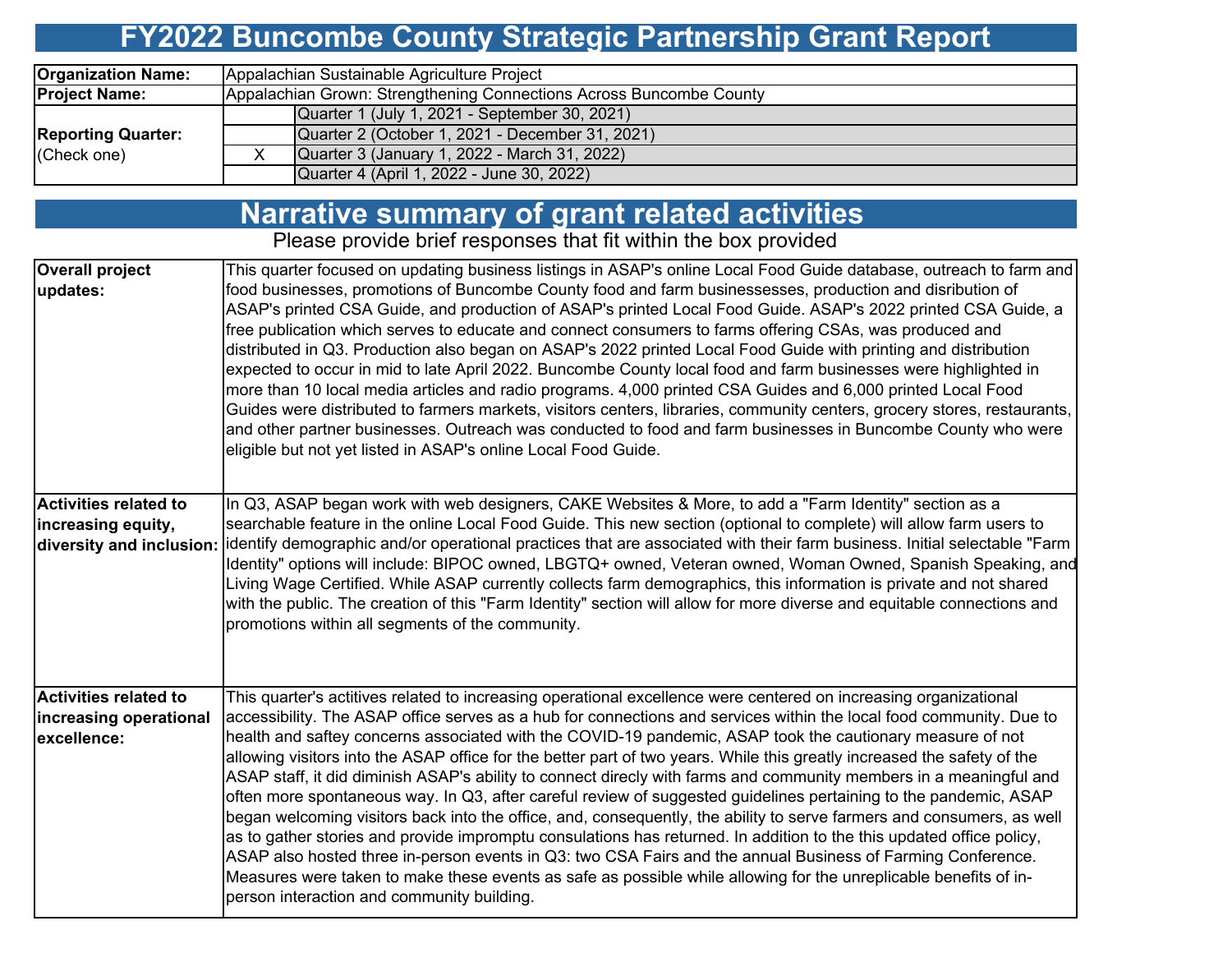# FY2022 Buncombe County Strategic Partnership Grant Report

| | | |
|---|---|---|
| **Organization Name:** | Appalachian Sustainable Agriculture Project | |
| **Project Name:** | Appalachian Grown: Strengthening Connections Across Buncombe County | |
| **Reporting Quarter:** (Check one) | | Quarter 1 (July 1, 2021 - September 30, 2021) |
| | | Quarter 2 (October 1, 2021 - December 31, 2021) |
| | X | Quarter 3 (January 1, 2022 - March 31, 2022) |
| | | Quarter 4 (April 1, 2022 - June 30, 2022) |

## Narrative summary of grant related activities

Please provide brief responses that fit within the box provided

| | |
|---|---|
| **Overall project updates:** | This quarter focused on updating business listings in ASAP's online Local Food Guide database, outreach to farm and food businesses, promotions of Buncombe County food and farm businessesses, production and disribution of ASAP's printed CSA Guide, and production of ASAP's printed Local Food Guide. ASAP's 2022 printed CSA Guide, a free publication which serves to educate and connect consumers to farms offering CSAs, was produced and distributed in Q3. Production also began on ASAP's 2022 printed Local Food Guide with printing and distribution expected to occur in mid to late April 2022. Buncombe County local food and farm businesses were highlighted in more than 10 local media articles and radio programs. 4,000 printed CSA Guides and 6,000 printed Local Food Guides were distributed to farmers markets, visitors centers, libraries, community centers, grocery stores, restaurants, and other partner businesses. Outreach was conducted to food and farm businesses in Buncombe County who were eligible but not yet listed in ASAP's online Local Food Guide. |
| **Activities related to increasing equity, diversity and inclusion:** | In Q3, ASAP began work with web designers, CAKE Websites & More, to add a "Farm Identity" section as a searchable feature in the online Local Food Guide. This new section (optional to complete) will allow farm users to identify demographic and/or operational practices that are associated with their farm business. Initial selectable "Farm Identity" options will include: BIPOC owned, LBGTQ+ owned, Veteran owned, Woman Owned, Spanish Speaking, and Living Wage Certified. While ASAP currently collects farm demographics, this information is private and not shared with the public. The creation of this "Farm Identity" section will allow for more diverse and equitable connections and promotions within all segments of the community. |
| **Activities related to increasing operational excellence:** | This quarter's actitives related to increasing operational excellence were centered on increasing organizational accessibility. The ASAP office serves as a hub for connections and services within the local food community. Due to health and saftey concerns associated with the COVID-19 pandemic, ASAP took the cautionary measure of not allowing visitors into the ASAP office for the better part of two years. While this greatly increased the safety of the ASAP staff, it did diminish ASAP's ability to connect direcly with farms and community members in a meaningful and often more spontaneous way. In Q3, after careful review of suggested guidelines pertaining to the pandemic, ASAP began welcoming visitors back into the office, and, consequently, the ability to serve farmers and consumers, as well as to gather stories and provide impromptu consulations has returned. In addition to the this updated office policy, ASAP also hosted three in-person events in Q3: two CSA Fairs and the annual Business of Farming Conference. Measures were taken to make these events as safe as possible while allowing for the unreplicable benefits of in-person interaction and community building. |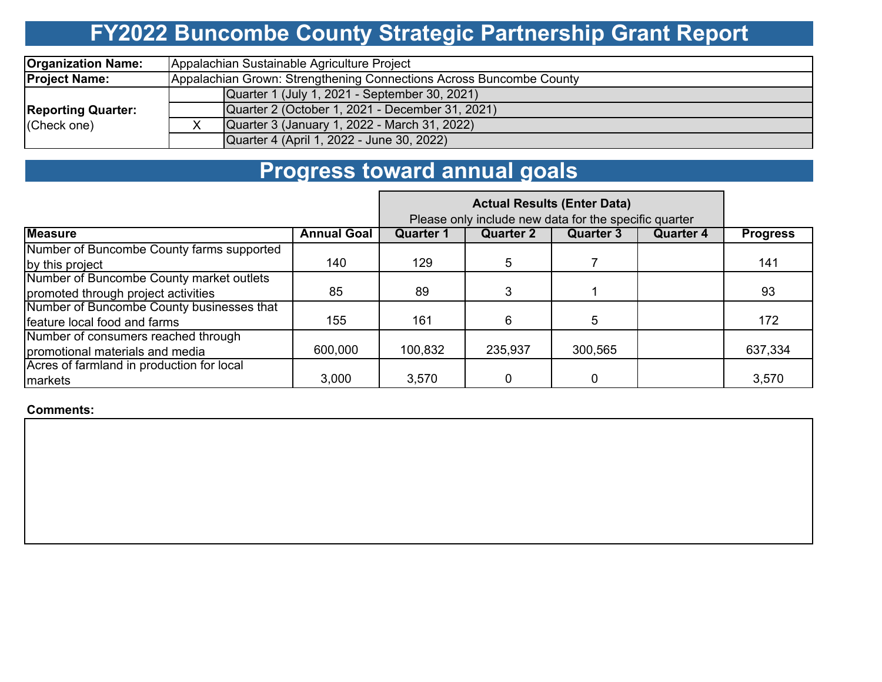# FY2022 Buncombe County Strategic Partnership Grant Report

| | | |
|---|---|---|
| **Organization Name:** | Appalachian Sustainable Agriculture Project | |
| **Project Name:** | Appalachian Grown: Strengthening Connections Across Buncombe County | |
| **Reporting Quarter:** (Check one) | | Quarter 1 (July 1, 2021 - September 30, 2021) |
| | | Quarter 2 (October 1, 2021 - December 31, 2021) |
| | X | Quarter 3 (January 1, 2022 - March 31, 2022) |
| | | Quarter 4 (April 1, 2022 - June 30, 2022) |

# Progress toward annual goals

| | | **Actual Results (Enter Data)** Please only include new data for the specific quarter | | | | |
|---|---|---|---|---|---|---|
| **Measure** | **Annual Goal** | **Quarter 1** | **Quarter 2** | **Quarter 3** | **Quarter 4** | **Progress** |
| Number of Buncombe County farms supported by this project | 140 | 129 | 5 | 7 | | 141 |
| Number of Buncombe County market outlets promoted through project activities | 85 | 89 | 3 | 1 | | 93 |
| Number of Buncombe County businesses that feature local food and farms | 155 | 161 | 6 | 5 | | 172 |
| Number of consumers reached through promotional materials and media | 600,000 | 100,832 | 235,937 | 300,565 | | 637,334 |
| Acres of farmland in production for local markets | 3,000 | 3,570 | 0 | 0 | | 3,570 |

**Comments:**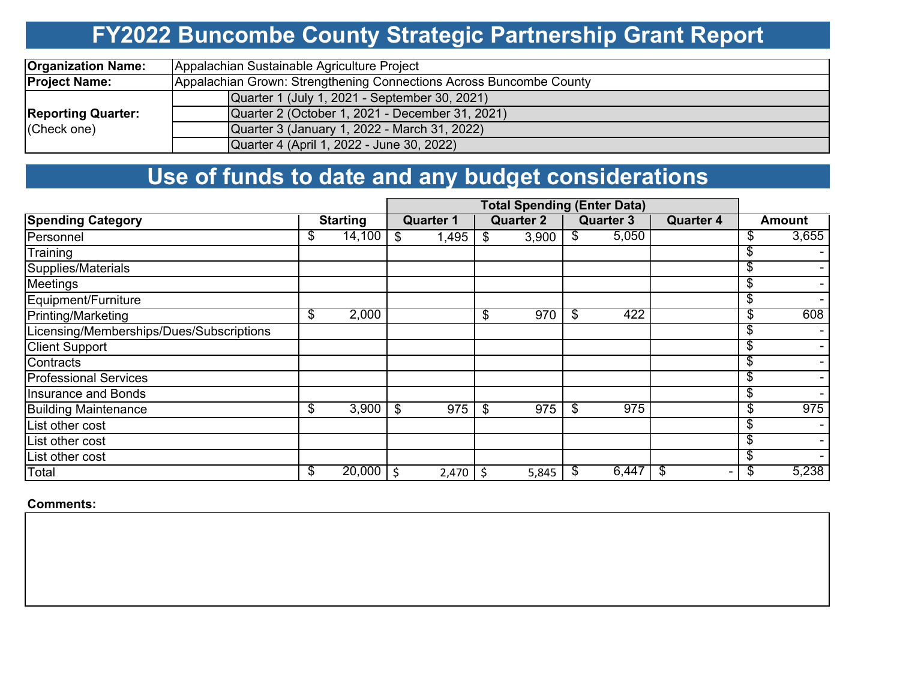# FY2022 Buncombe County Strategic Partnership Grant Report

| | | |
|---|---|---|
| **Organization Name:** | Appalachian Sustainable Agriculture Project | |
| **Project Name:** | Appalachian Grown: Strengthening Connections Across Buncombe County | |
| **Reporting Quarter:** (Check one) | | Quarter 1 (July 1, 2021 - September 30, 2021) |
| | | Quarter 2 (October 1, 2021 - December 31, 2021) |
| | | Quarter 3 (January 1, 2022 - March 31, 2022) |
| | | Quarter 4 (April 1, 2022 - June 30, 2022) |

# Use of funds to date and any budget considerations

| | | Total Spending (Enter Data) | | | | |
|---|---|---|---|---|---|---|
| **Spending Category** | **Starting** | **Quarter 1** | **Quarter 2** | **Quarter 3** | **Quarter 4** | **Amount** |
| Personnel | $ 14,100 | $ 1,495 | $ 3,900 | $ 5,050 | | $ 3,655 |
| Training | | | | | | $ - |
| Supplies/Materials | | | | | | $ - |
| Meetings | | | | | | $ - |
| Equipment/Furniture | | | | | | $ - |
| Printing/Marketing | $ 2,000 | | $ 970 | $ 422 | | $ 608 |
| Licensing/Memberships/Dues/Subscriptions | | | | | | $ - |
| Client Support | | | | | | $ - |
| Contracts | | | | | | $ - |
| Professional Services | | | | | | $ - |
| Insurance and Bonds | | | | | | $ - |
| Building Maintenance | $ 3,900 | $ 975 | $ 975 | $ 975 | | $ 975 |
| List other cost | | | | | | $ - |
| List other cost | | | | | | $ - |
| List other cost | | | | | | $ - |
| Total | $ 20,000 | $ 2,470 | $ 5,845 | $ 6,447 | $ - | $ 5,238 |

**Comments:**